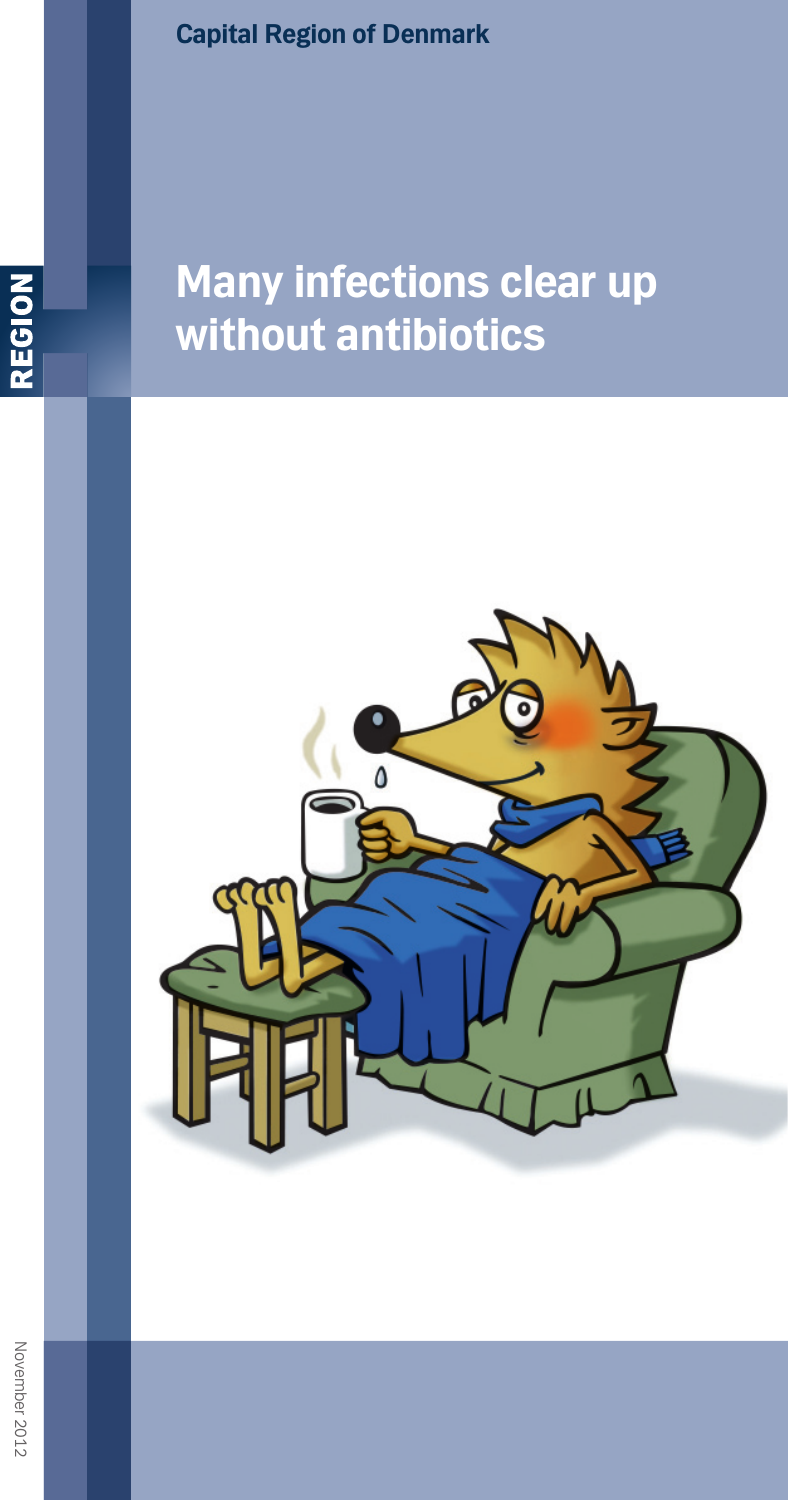Capital Region of Denmark

# Many infections clear up without antibiotics

REGION

November 2012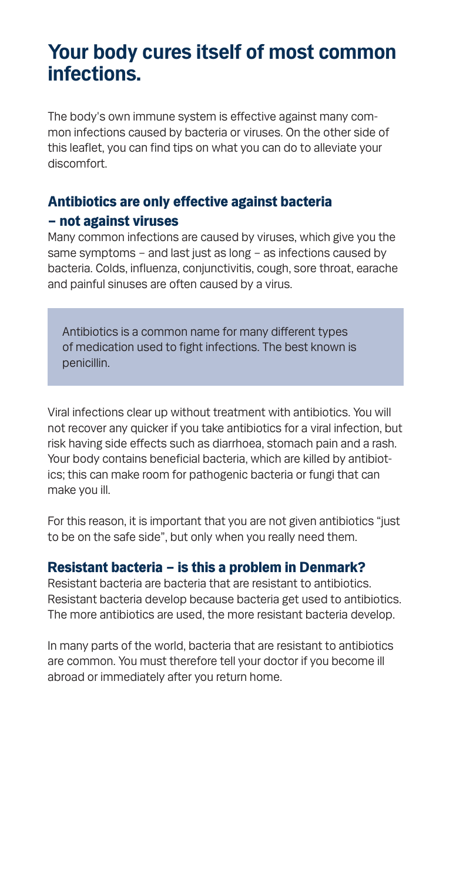# Your body cures itself of most common infections.

The body's own immune system is effective against many common infections caused by bacteria or viruses. On the other side of this leaflet, you can find tips on what you can do to alleviate your discomfort.

## Antibiotics are only effective against bacteria – not against viruses

Many common infections are caused by viruses, which give you the same symptoms – and last just as long – as infections caused by bacteria. Colds, influenza, conjunctivitis, cough, sore throat, earache and painful sinuses are often caused by a virus.

> Antibiotics is a common name for many different types of medication used to fight infections. The best known is penicillin.

Viral infections clear up without treatment with antibiotics. You will not recover any quicker if you take antibiotics for a viral infection, but risk having side effects such as diarrhoea, stomach pain and a rash. Your body contains beneficial bacteria, which are killed by antibiotics; this can make room for pathogenic bacteria or fungi that can make you ill.

For this reason, it is important that you are not given antibiotics "just to be on the safe side", but only when you really need them.

## Resistant bacteria – is this a problem in Denmark?

Resistant bacteria are bacteria that are resistant to antibiotics. Resistant bacteria develop because bacteria get used to antibiotics. The more antibiotics are used, the more resistant bacteria develop.

In many parts of the world, bacteria that are resistant to antibiotics are common. You must therefore tell your doctor if you become ill abroad or immediately after you return home.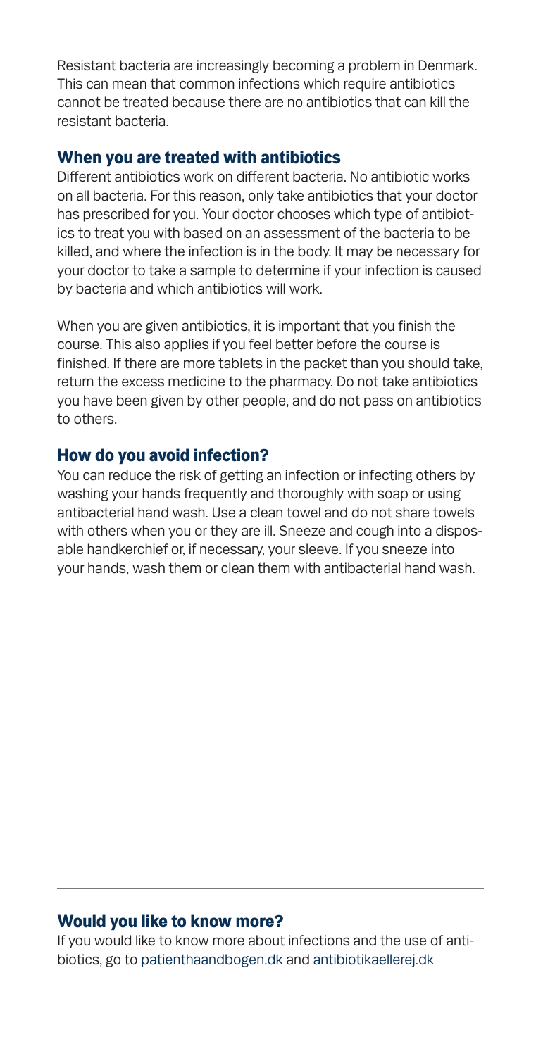Resistant bacteria are increasingly becoming a problem in Denmark. This can mean that common infections which require antibiotics cannot be treated because there are no antibiotics that can kill the resistant bacteria.

## When you are treated with antibiotics

Different antibiotics work on different bacteria. No antibiotic works on all bacteria. For this reason, only take antibiotics that your doctor has prescribed for you. Your doctor chooses which type of antibiotics to treat you with based on an assessment of the bacteria to be killed, and where the infection is in the body. It may be necessary for your doctor to take a sample to determine if your infection is caused by bacteria and which antibiotics will work.

When you are given antibiotics, it is important that you finish the course. This also applies if you feel better before the course is finished. If there are more tablets in the packet than you should take, return the excess medicine to the pharmacy. Do not take antibiotics you have been given by other people, and do not pass on antibiotics to others.

## How do you avoid infection?

You can reduce the risk of getting an infection or infecting others by washing your hands frequently and thoroughly with soap or using antibacterial hand wash. Use a clean towel and do not share towels with others when you or they are ill. Sneeze and cough into a disposable handkerchief or, if necessary, your sleeve. If you sneeze into your hands, wash them or clean them with antibacterial hand wash.

---

## Would you like to know more?

If you would like to know more about infections and the use of antibiotics, go to patienthaandbogen.dk and antibiotikaellerej.dk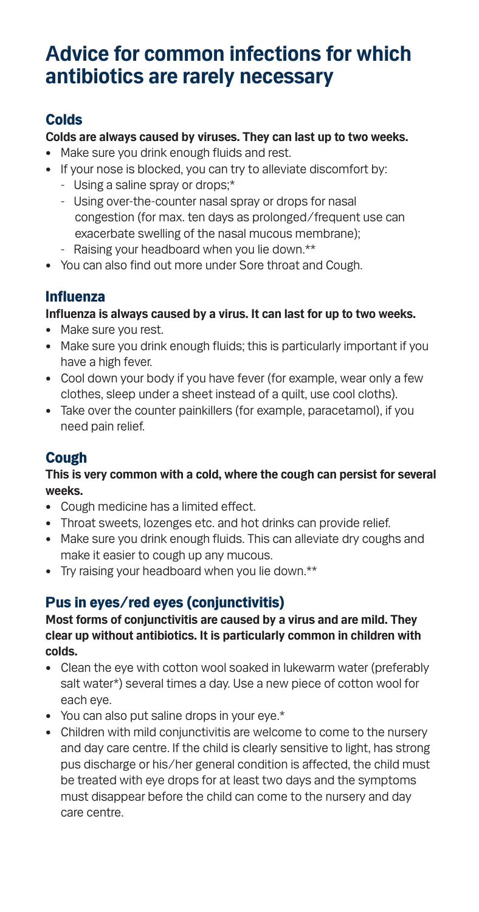# Advice for common infections for which antibiotics are rarely necessary

## Colds

**Colds are always caused by viruses. They can last up to two weeks.**

- Make sure you drink enough fluids and rest.
- If your nose is blocked, you can try to alleviate discomfort by:
  - Using a saline spray or drops;*
  - Using over-the-counter nasal spray or drops for nasal congestion (for max. ten days as prolonged/frequent use can exacerbate swelling of the nasal mucous membrane);
  - Raising your headboard when you lie down.**
- You can also find out more under Sore throat and Cough.

## Influenza

**Influenza is always caused by a virus. It can last for up to two weeks.**

- Make sure you rest.
- Make sure you drink enough fluids; this is particularly important if you have a high fever.
- Cool down your body if you have fever (for example, wear only a few clothes, sleep under a sheet instead of a quilt, use cool cloths).
- Take over the counter painkillers (for example, paracetamol), if you need pain relief.

## Cough

**This is very common with a cold, where the cough can persist for several weeks.**

- Cough medicine has a limited effect.
- Throat sweets, lozenges etc. and hot drinks can provide relief.
- Make sure you drink enough fluids. This can alleviate dry coughs and make it easier to cough up any mucous.
- Try raising your headboard when you lie down.**

## Pus in eyes/red eyes (conjunctivitis)

**Most forms of conjunctivitis are caused by a virus and are mild. They clear up without antibiotics. It is particularly common in children with colds.**

- Clean the eye with cotton wool soaked in lukewarm water (preferably salt water*) several times a day. Use a new piece of cotton wool for each eye.
- You can also put saline drops in your eye.*
- Children with mild conjunctivitis are welcome to come to the nursery and day care centre. If the child is clearly sensitive to light, has strong pus discharge or his/her general condition is affected, the child must be treated with eye drops for at least two days and the symptoms must disappear before the child can come to the nursery and day care centre.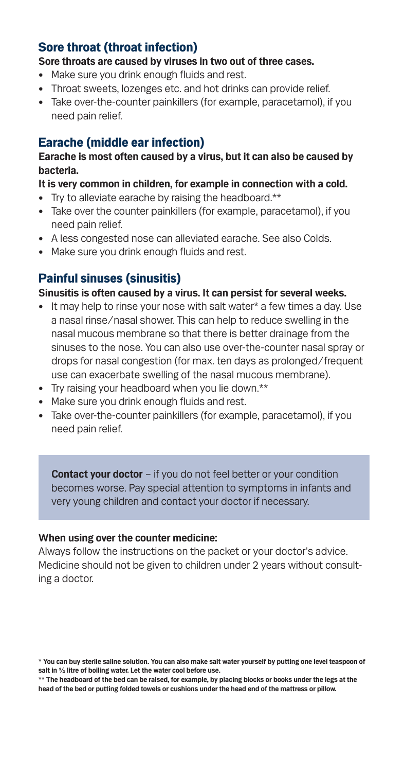## Sore throat (throat infection)

**Sore throats are caused by viruses in two out of three cases.**

- Make sure you drink enough fluids and rest.
- Throat sweets, lozenges etc. and hot drinks can provide relief.
- Take over-the-counter painkillers (for example, paracetamol), if you need pain relief.

## Earache (middle ear infection)

**Earache is most often caused by a virus, but it can also be caused by bacteria.**

**It is very common in children, for example in connection with a cold.**

- Try to alleviate earache by raising the headboard.**
- Take over the counter painkillers (for example, paracetamol), if you need pain relief.
- A less congested nose can alleviated earache. See also Colds.
- Make sure you drink enough fluids and rest.

## Painful sinuses (sinusitis)

**Sinusitis is often caused by a virus. It can persist for several weeks.**

- It may help to rinse your nose with salt water* a few times a day. Use a nasal rinse/nasal shower. This can help to reduce swelling in the nasal mucous membrane so that there is better drainage from the sinuses to the nose. You can also use over-the-counter nasal spray or drops for nasal congestion (for max. ten days as prolonged/frequent use can exacerbate swelling of the nasal mucous membrane).
- Try raising your headboard when you lie down.**
- Make sure you drink enough fluids and rest.
- Take over-the-counter painkillers (for example, paracetamol), if you need pain relief.

> **Contact your doctor** – if you do not feel better or your condition becomes worse. Pay special attention to symptoms in infants and very young children and contact your doctor if necessary.

**When using over the counter medicine:**

Always follow the instructions on the packet or your doctor's advice. Medicine should not be given to children under 2 years without consulting a doctor.

**\* You can buy sterile saline solution. You can also make salt water yourself by putting one level teaspoon of salt in ½ litre of boiling water. Let the water cool before use.**

**\*\* The headboard of the bed can be raised, for example, by placing blocks or books under the legs at the head of the bed or putting folded towels or cushions under the head end of the mattress or pillow.**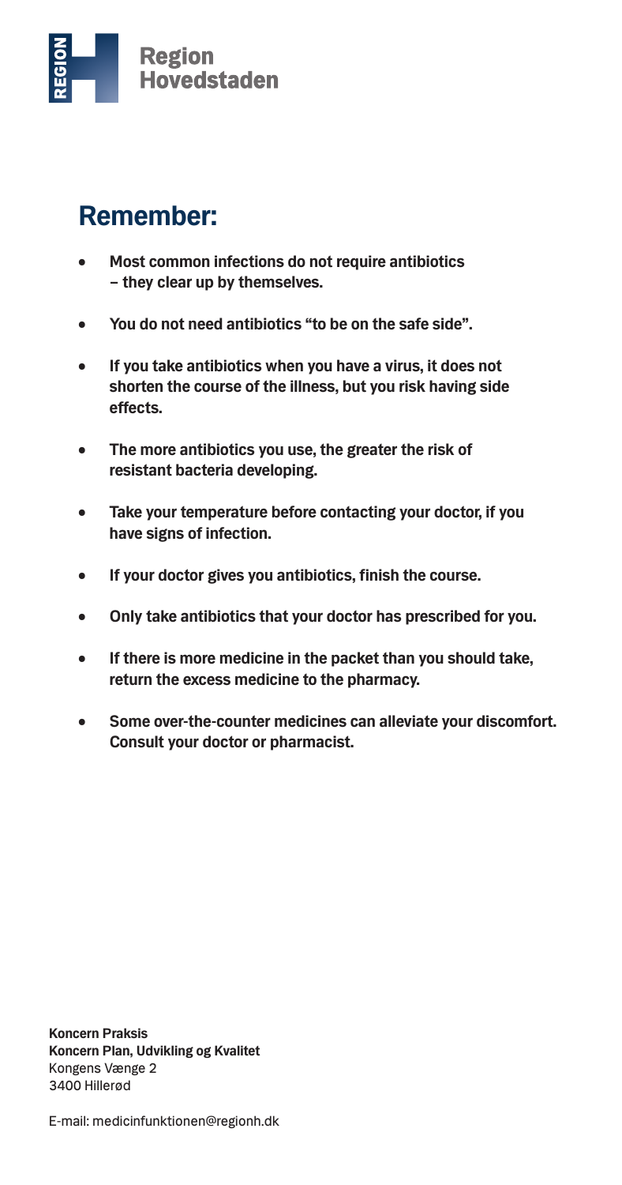Region
Hovedstaden

## Remember:

- **Most common infections do not require antibiotics – they clear up by themselves.**
- **You do not need antibiotics "to be on the safe side".**
- **If you take antibiotics when you have a virus, it does not shorten the course of the illness, but you risk having side effects.**
- **The more antibiotics you use, the greater the risk of resistant bacteria developing.**
- **Take your temperature before contacting your doctor, if you have signs of infection.**
- **If your doctor gives you antibiotics, finish the course.**
- **Only take antibiotics that your doctor has prescribed for you.**
- **If there is more medicine in the packet than you should take, return the excess medicine to the pharmacy.**
- **Some over-the-counter medicines can alleviate your discomfort. Consult your doctor or pharmacist.**

**Koncern Praksis**
**Koncern Plan, Udvikling og Kvalitet**
Kongens Vænge 2
3400 Hillerød

E-mail: medicinfunktionen@regionh.dk